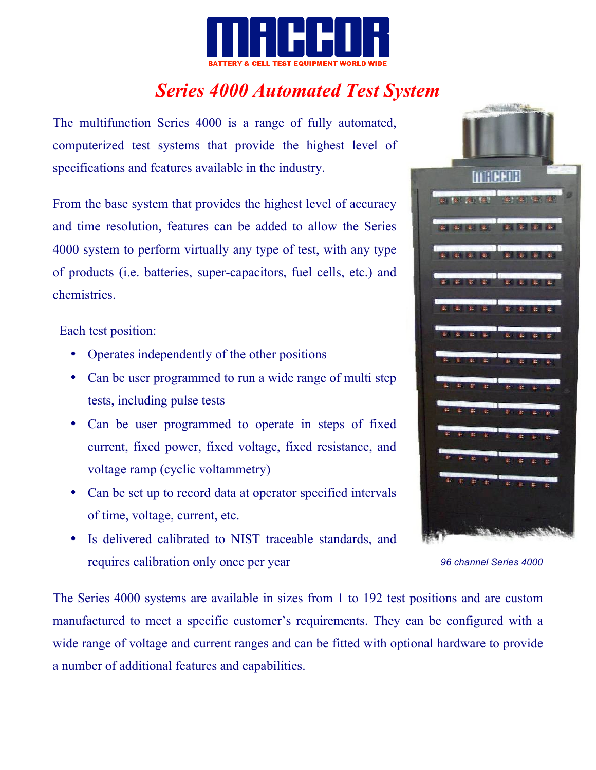# MACCOR

BATTERY & CELL TEST EQUIPMENT WORLD WIDE

## *Series 4000 Automated Test System*

The multifunction Series 4000 is a range of fully automated, computerized test systems that provide the highest level of specifications and features available in the industry.

From the base system that provides the highest level of accuracy and time resolution, features can be added to allow the Series 4000 system to perform virtually any type of test, with any type of products (i.e. batteries, super-capacitors, fuel cells, etc.) and chemistries.

Each test position:

- Operates independently of the other positions
- Can be user programmed to run a wide range of multi step tests, including pulse tests
- Can be user programmed to operate in steps of fixed current, fixed power, fixed voltage, fixed resistance, and voltage ramp (cyclic voltammetry)
- Can be set up to record data at operator specified intervals of time, voltage, current, etc.
- Is delivered calibrated to NIST traceable standards, and requires calibration only once per year

*96 channel Series 4000*

The Series 4000 systems are available in sizes from 1 to 192 test positions and are custom manufactured to meet a specific customer's requirements. They can be configured with a wide range of voltage and current ranges and can be fitted with optional hardware to provide a number of additional features and capabilities.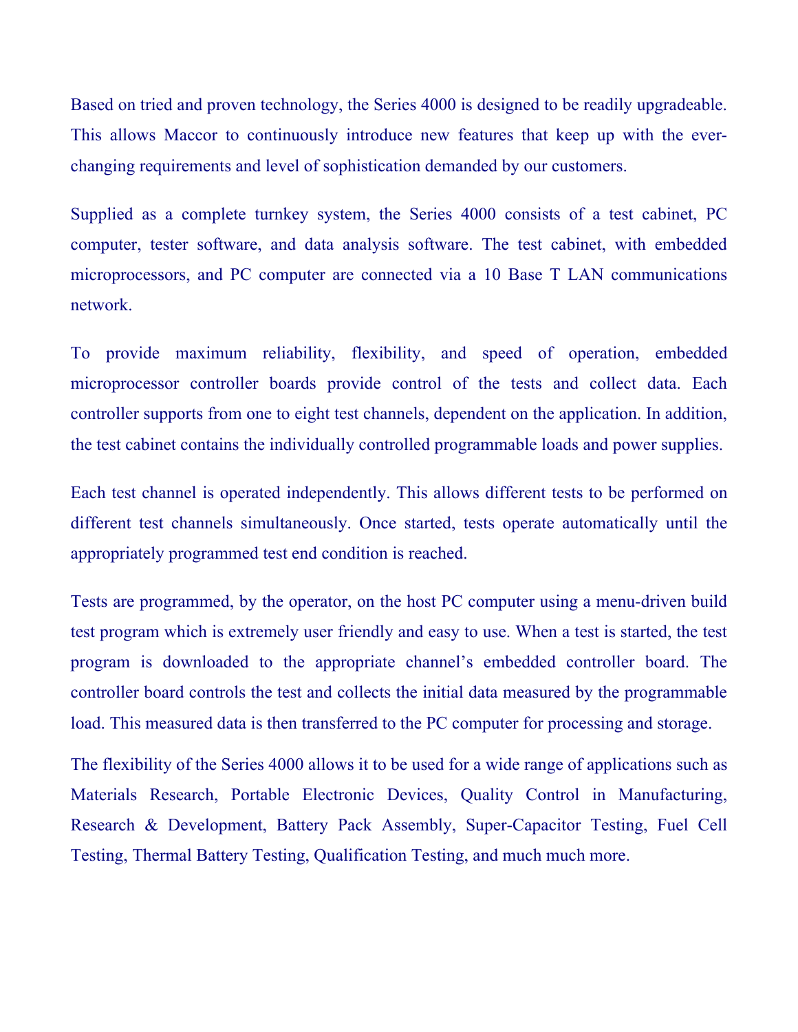Based on tried and proven technology, the Series 4000 is designed to be readily upgradeable. This allows Maccor to continuously introduce new features that keep up with the ever-changing requirements and level of sophistication demanded by our customers.

Supplied as a complete turnkey system, the Series 4000 consists of a test cabinet, PC computer, tester software, and data analysis software. The test cabinet, with embedded microprocessors, and PC computer are connected via a 10 Base T LAN communications network.

To provide maximum reliability, flexibility, and speed of operation, embedded microprocessor controller boards provide control of the tests and collect data. Each controller supports from one to eight test channels, dependent on the application. In addition, the test cabinet contains the individually controlled programmable loads and power supplies.

Each test channel is operated independently. This allows different tests to be performed on different test channels simultaneously. Once started, tests operate automatically until the appropriately programmed test end condition is reached.

Tests are programmed, by the operator, on the host PC computer using a menu-driven build test program which is extremely user friendly and easy to use. When a test is started, the test program is downloaded to the appropriate channel's embedded controller board. The controller board controls the test and collects the initial data measured by the programmable load. This measured data is then transferred to the PC computer for processing and storage.

The flexibility of the Series 4000 allows it to be used for a wide range of applications such as Materials Research, Portable Electronic Devices, Quality Control in Manufacturing, Research & Development, Battery Pack Assembly, Super-Capacitor Testing, Fuel Cell Testing, Thermal Battery Testing, Qualification Testing, and much much more.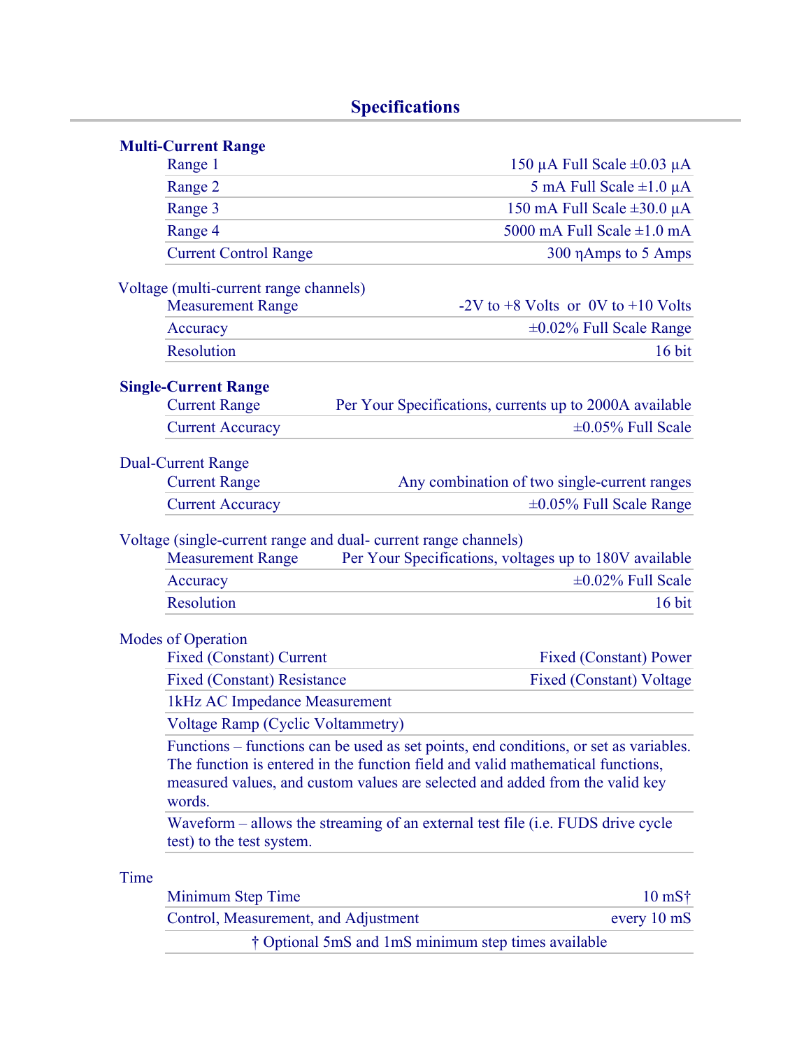## Specifications

**Multi-Current Range**

| | |
|---|---|
| Range 1 | 150 µA Full Scale ±0.03 µA |
| Range 2 | 5 mA Full Scale ±1.0 µA |
| Range 3 | 150 mA Full Scale ±30.0 µA |
| Range 4 | 5000 mA Full Scale ±1.0 mA |
| Current Control Range | 300 ηAmps to 5 Amps |

Voltage (multi-current range channels)

| | |
|---|---|
| Measurement Range | -2V to +8 Volts or 0V to +10 Volts |
| Accuracy | ±0.02% Full Scale Range |
| Resolution | 16 bit |

**Single-Current Range**

| | |
|---|---|
| Current Range | Per Your Specifications, currents up to 2000A available |
| Current Accuracy | ±0.05% Full Scale |

Dual-Current Range

| | |
|---|---|
| Current Range | Any combination of two single-current ranges |
| Current Accuracy | ±0.05% Full Scale Range |

Voltage (single-current range and dual- current range channels)

| | |
|---|---|
| Measurement Range | Per Your Specifications, voltages up to 180V available |
| Accuracy | ±0.02% Full Scale |
| Resolution | 16 bit |

Modes of Operation

| | |
|---|---|
| Fixed (Constant) Current | Fixed (Constant) Power |
| Fixed (Constant) Resistance | Fixed (Constant) Voltage |
| 1kHz AC Impedance Measurement | |
| Voltage Ramp (Cyclic Voltammetry) | |

Functions – functions can be used as set points, end conditions, or set as variables. The function is entered in the function field and valid mathematical functions, measured values, and custom values are selected and added from the valid key words.

Waveform – allows the streaming of an external test file (i.e. FUDS drive cycle test) to the test system.

Time

| | |
|---|---|
| Minimum Step Time | 10 mS† |
| Control, Measurement, and Adjustment | every 10 mS |

† Optional 5mS and 1mS minimum step times available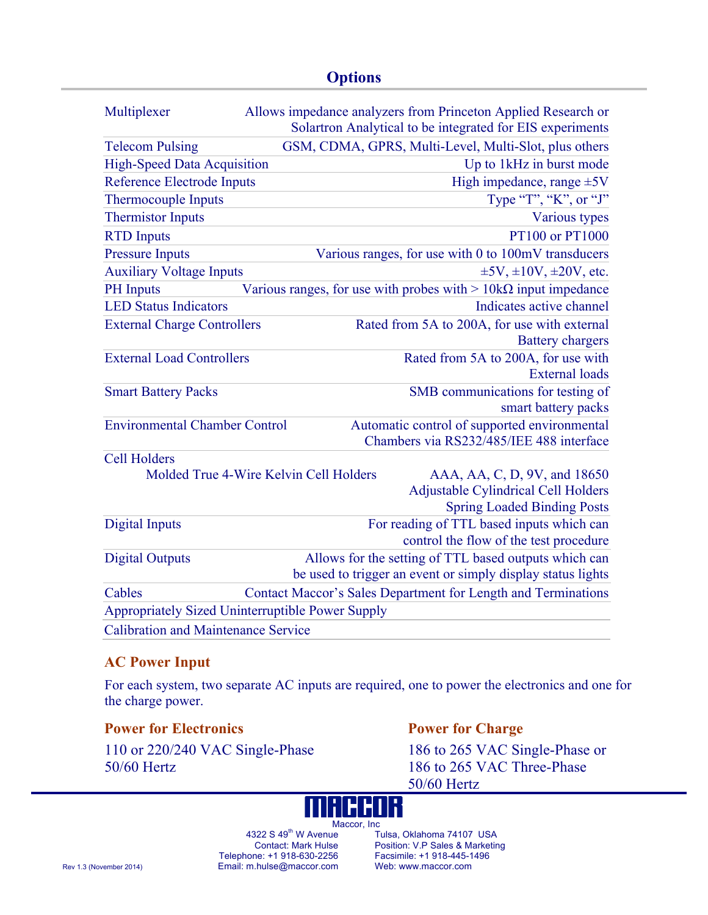## Options

| | |
|---|---|
| Multiplexer | Allows impedance analyzers from Princeton Applied Research or Solartron Analytical to be integrated for EIS experiments |
| Telecom Pulsing | GSM, CDMA, GPRS, Multi-Level, Multi-Slot, plus others |
| High-Speed Data Acquisition | Up to 1kHz in burst mode |
| Reference Electrode Inputs | High impedance, range ±5V |
| Thermocouple Inputs | Type "T", "K", or "J" |
| Thermistor Inputs | Various types |
| RTD Inputs | PT100 or PT1000 |
| Pressure Inputs | Various ranges, for use with 0 to 100mV transducers |
| Auxiliary Voltage Inputs | ±5V, ±10V, ±20V, etc. |
| PH Inputs | Various ranges, for use with probes with > 10kΩ input impedance |
| LED Status Indicators | Indicates active channel |
| External Charge Controllers | Rated from 5A to 200A, for use with external Battery chargers |
| External Load Controllers | Rated from 5A to 200A, for use with External loads |
| Smart Battery Packs | SMB communications for testing of smart battery packs |
| Environmental Chamber Control | Automatic control of supported environmental Chambers via RS232/485/IEE 488 interface |
| Cell Holders<br>Molded True 4-Wire Kelvin Cell Holders | AAA, AA, C, D, 9V, and 18650<br>Adjustable Cylindrical Cell Holders<br>Spring Loaded Binding Posts |
| Digital Inputs | For reading of TTL based inputs which can control the flow of the test procedure |
| Digital Outputs | Allows for the setting of TTL based outputs which can be used to trigger an event or simply display status lights |
| Cables | Contact Maccor's Sales Department for Length and Terminations |
| Appropriately Sized Uninterruptible Power Supply | |
| Calibration and Maintenance Service | |

### AC Power Input

For each system, two separate AC inputs are required, one to power the electronics and one for the charge power.

#### Power for Electronics

110 or 220/240 VAC Single-Phase
50/60 Hertz

#### Power for Charge

186 to 265 VAC Single-Phase or
186 to 265 VAC Three-Phase
50/60 Hertz

MACCOR

Maccor, Inc
4322 S 49th W Avenue
Tulsa, Oklahoma 74107 USA
Contact: Mark Hulse
Position: V.P Sales & Marketing
Telephone: +1 918-630-2256
Facsimile: +1 918-445-1496
Email: m.hulse@maccor.com
Web: www.maccor.com

Rev 1.3 (November 2014)